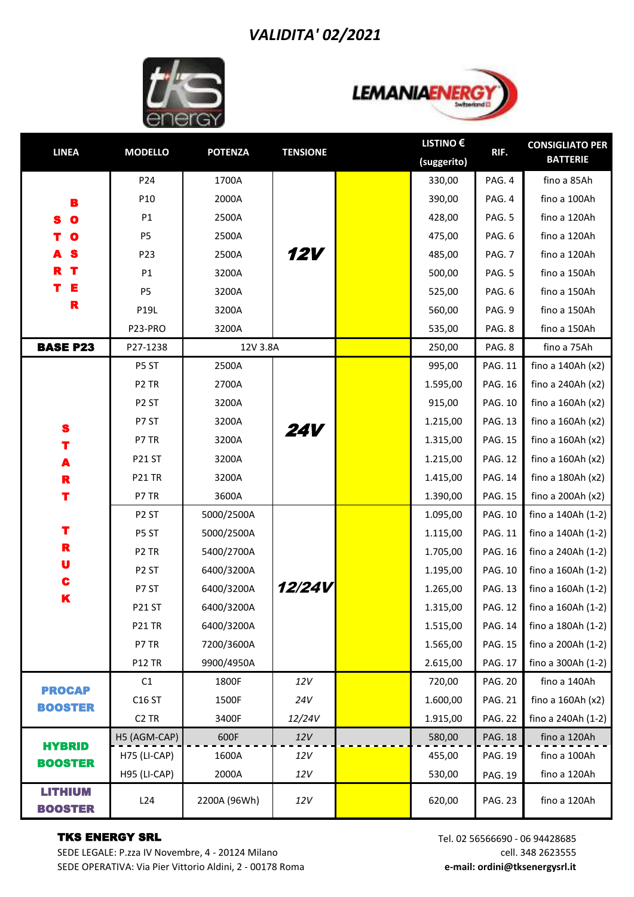# VALIDITA' 02/2021

| LINEA | MODELLO | POTENZA | TENSIONE | | LISTINO € (suggerito) | RIF. | CONSIGLIATO PER BATTERIE |
|---|---|---|---|---|---|---|---|
| STARTER BOOSTER | P24 | 1700A | 12V | | 330,00 | PAG. 4 | fino a 85Ah |
| | P10 | 2000A | | | 390,00 | PAG. 4 | fino a 100Ah |
| | P1 | 2500A | | | 428,00 | PAG. 5 | fino a 120Ah |
| | P5 | 2500A | | | 475,00 | PAG. 6 | fino a 120Ah |
| | P23 | 2500A | | | 485,00 | PAG. 7 | fino a 120Ah |
| | P1 | 3200A | | | 500,00 | PAG. 5 | fino a 150Ah |
| | P5 | 3200A | | | 525,00 | PAG. 6 | fino a 150Ah |
| | P19L | 3200A | | | 560,00 | PAG. 9 | fino a 150Ah |
| | P23-PRO | 3200A | | | 535,00 | PAG. 8 | fino a 150Ah |
| **BASE P23** | P27-1238 | 12V 3.8A | | | 250,00 | PAG. 8 | fino a 75Ah |
| START TRUCK | P5 ST | 2500A | 24V | | 995,00 | PAG. 11 | fino a 140Ah (x2) |
| | P2 TR | 2700A | | | 1.595,00 | PAG. 16 | fino a 240Ah (x2) |
| | P2 ST | 3200A | | | 915,00 | PAG. 10 | fino a 160Ah (x2) |
| | P7 ST | 3200A | | | 1.215,00 | PAG. 13 | fino a 160Ah (x2) |
| | P7 TR | 3200A | | | 1.315,00 | PAG. 15 | fino a 160Ah (x2) |
| | P21 ST | 3200A | | | 1.215,00 | PAG. 12 | fino a 160Ah (x2) |
| | P21 TR | 3200A | | | 1.415,00 | PAG. 14 | fino a 180Ah (x2) |
| | P7 TR | 3600A | | | 1.390,00 | PAG. 15 | fino a 200Ah (x2) |
| | P2 ST | 5000/2500A | 12/24V | | 1.095,00 | PAG. 10 | fino a 140Ah (1-2) |
| | P5 ST | 5000/2500A | | | 1.115,00 | PAG. 11 | fino a 140Ah (1-2) |
| | P2 TR | 5400/2700A | | | 1.705,00 | PAG. 16 | fino a 240Ah (1-2) |
| | P2 ST | 6400/3200A | | | 1.195,00 | PAG. 10 | fino a 160Ah (1-2) |
| | P7 ST | 6400/3200A | | | 1.265,00 | PAG. 13 | fino a 160Ah (1-2) |
| | P21 ST | 6400/3200A | | | 1.315,00 | PAG. 12 | fino a 160Ah (1-2) |
| | P21 TR | 6400/3200A | | | 1.515,00 | PAG. 14 | fino a 180Ah (1-2) |
| | P7 TR | 7200/3600A | | | 1.565,00 | PAG. 15 | fino a 200Ah (1-2) |
| | P12 TR | 9900/4950A | | | 2.615,00 | PAG. 17 | fino a 300Ah (1-2) |
| PROCAP BOOSTER | C1 | 1800F | 12V | | 720,00 | PAG. 20 | fino a 140Ah |
| | C16 ST | 1500F | 24V | | 1.600,00 | PAG. 21 | fino a 160Ah (x2) |
| | C2 TR | 3400F | 12/24V | | 1.915,00 | PAG. 22 | fino a 240Ah (1-2) |
| HYBRID BOOSTER | H5 (AGM-CAP) | 600F | 12V | | 580,00 | PAG. 18 | fino a 120Ah |
| | H75 (LI-CAP) | 1600A | 12V | | 455,00 | PAG. 19 | fino a 100Ah |
| | H95 (LI-CAP) | 2000A | 12V | | 530,00 | PAG. 19 | fino a 120Ah |
| LITHIUM BOOSTER | L24 | 2200A (96Wh) | 12V | | 620,00 | PAG. 23 | fino a 120Ah |

**TKS ENERGY SRL**
SEDE LEGALE: P.zza IV Novembre, 4 - 20124 Milano
SEDE OPERATIVA: Via Pier Vittorio Aldini, 2 - 00178 Roma

Tel. 02 56566690 - 06 94428685
cell. 348 2623555
**e-mail: ordini@tksenergysrl.it**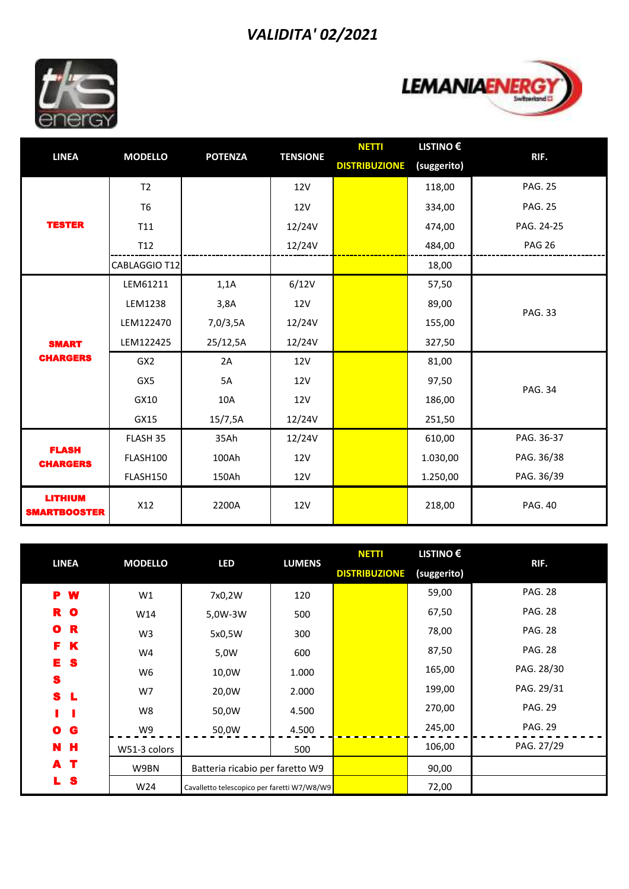# *VALIDITA' 02/2021*

| LINEA | MODELLO | POTENZA | TENSIONE | NETTI DISTRIBUZIONE | LISTINO € (suggerito) | RIF. |
|---|---|---|---|---|---|---|
| **TESTER** | T2 | | 12V | | 118,00 | PAG. 25 |
| | T6 | | 12V | | 334,00 | PAG. 25 |
| | T11 | | 12/24V | | 474,00 | PAG. 24-25 |
| | T12 | | 12/24V | | 484,00 | PAG 26 |
| | CABLAGGIO T12 | | | | 18,00 | |
| **SMART CHARGERS** | LEM61211 | 1,1A | 6/12V | | 57,50 | PAG. 33 |
| | LEM1238 | 3,8A | 12V | | 89,00 | |
| | LEM122470 | 7,0/3,5A | 12/24V | | 155,00 | |
| | LEM122425 | 25/12,5A | 12/24V | | 327,50 | |
| | GX2 | 2A | 12V | | 81,00 | PAG. 34 |
| | GX5 | 5A | 12V | | 97,50 | |
| | GX10 | 10A | 12V | | 186,00 | |
| | GX15 | 15/7,5A | 12/24V | | 251,50 | |
| **FLASH CHARGERS** | FLASH 35 | 35Ah | 12/24V | | 610,00 | PAG. 36-37 |
| | FLASH100 | 100Ah | 12V | | 1.030,00 | PAG. 36/38 |
| | FLASH150 | 150Ah | 12V | | 1.250,00 | PAG. 36/39 |
| **LITHIUM SMARTBOOSTER** | X12 | 2200A | 12V | | 218,00 | PAG. 40 |

| LINEA | MODELLO | LED | LUMENS | NETTI DISTRIBUZIONE | LISTINO € (suggerito) | RIF. |
|---|---|---|---|---|---|---|
| **PROFESSIONAL WORKSLIGHTS** | W1 | 7x0,2W | 120 | | 59,00 | PAG. 28 |
| | W14 | 5,0W-3W | 500 | | 67,50 | PAG. 28 |
| | W3 | 5x0,5W | 300 | | 78,00 | PAG. 28 |
| | W4 | 5,0W | 600 | | 87,50 | PAG. 28 |
| | W6 | 10,0W | 1.000 | | 165,00 | PAG. 28/30 |
| | W7 | 20,0W | 2.000 | | 199,00 | PAG. 29/31 |
| | W8 | 50,0W | 4.500 | | 270,00 | PAG. 29 |
| | W9 | 50,0W | 4.500 | | 245,00 | PAG. 29 |
| | W51-3 colors | | 500 | | 106,00 | PAG. 27/29 |
| | W9BN | Batteria ricabio per faretto W9 | | | 90,00 | |
| | W24 | Cavalletto telescopico per faretti W7/W8/W9 | | | 72,00 | |